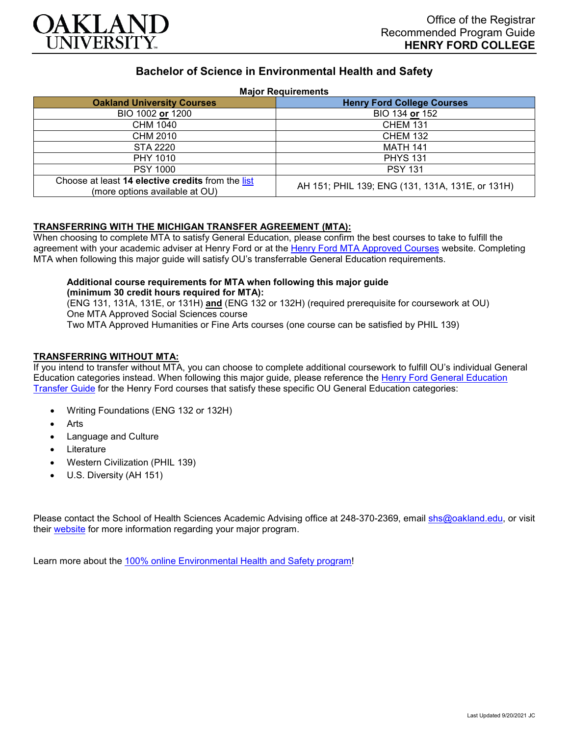OAKLAND UNIVERSITY

Office of the Registrar
Recommended Program Guide
**HENRY FORD COLLEGE**

# Bachelor of Science in Environmental Health and Safety

**Major Requirements**

| Oakland University Courses | Henry Ford College Courses |
|---|---|
| BIO 1002 **or** 1200 | BIO 134 **or** 152 |
| CHM 1040 | CHEM 131 |
| CHM 2010 | CHEM 132 |
| STA 2220 | MATH 141 |
| PHY 1010 | PHYS 131 |
| PSY 1000 | PSY 131 |
| Choose at least **14 elective credits** from the list (more options available at OU) | AH 151; PHIL 139; ENG (131, 131A, 131E, or 131H) |

**TRANSFERRING WITH THE MICHIGAN TRANSFER AGREEMENT (MTA):**

When choosing to complete MTA to satisfy General Education, please confirm the best courses to take to fulfill the agreement with your academic adviser at Henry Ford or at the Henry Ford MTA Approved Courses website. Completing MTA when following this major guide will satisfy OU's transferrable General Education requirements.

**Additional course requirements for MTA when following this major guide (minimum 30 credit hours required for MTA):**
(ENG 131, 131A, 131E, or 131H) **and** (ENG 132 or 132H) (required prerequisite for coursework at OU)
One MTA Approved Social Sciences course
Two MTA Approved Humanities or Fine Arts courses (one course can be satisfied by PHIL 139)

**TRANSFERRING WITHOUT MTA:**

If you intend to transfer without MTA, you can choose to complete additional coursework to fulfill OU's individual General Education categories instead. When following this major guide, please reference the Henry Ford General Education Transfer Guide for the Henry Ford courses that satisfy these specific OU General Education categories:

- Writing Foundations (ENG 132 or 132H)
- Arts
- Language and Culture
- Literature
- Western Civilization (PHIL 139)
- U.S. Diversity (AH 151)

Please contact the School of Health Sciences Academic Advising office at 248-370-2369, email shs@oakland.edu, or visit their website for more information regarding your major program.

Learn more about the 100% online Environmental Health and Safety program!

Last Updated 9/20/2021 JC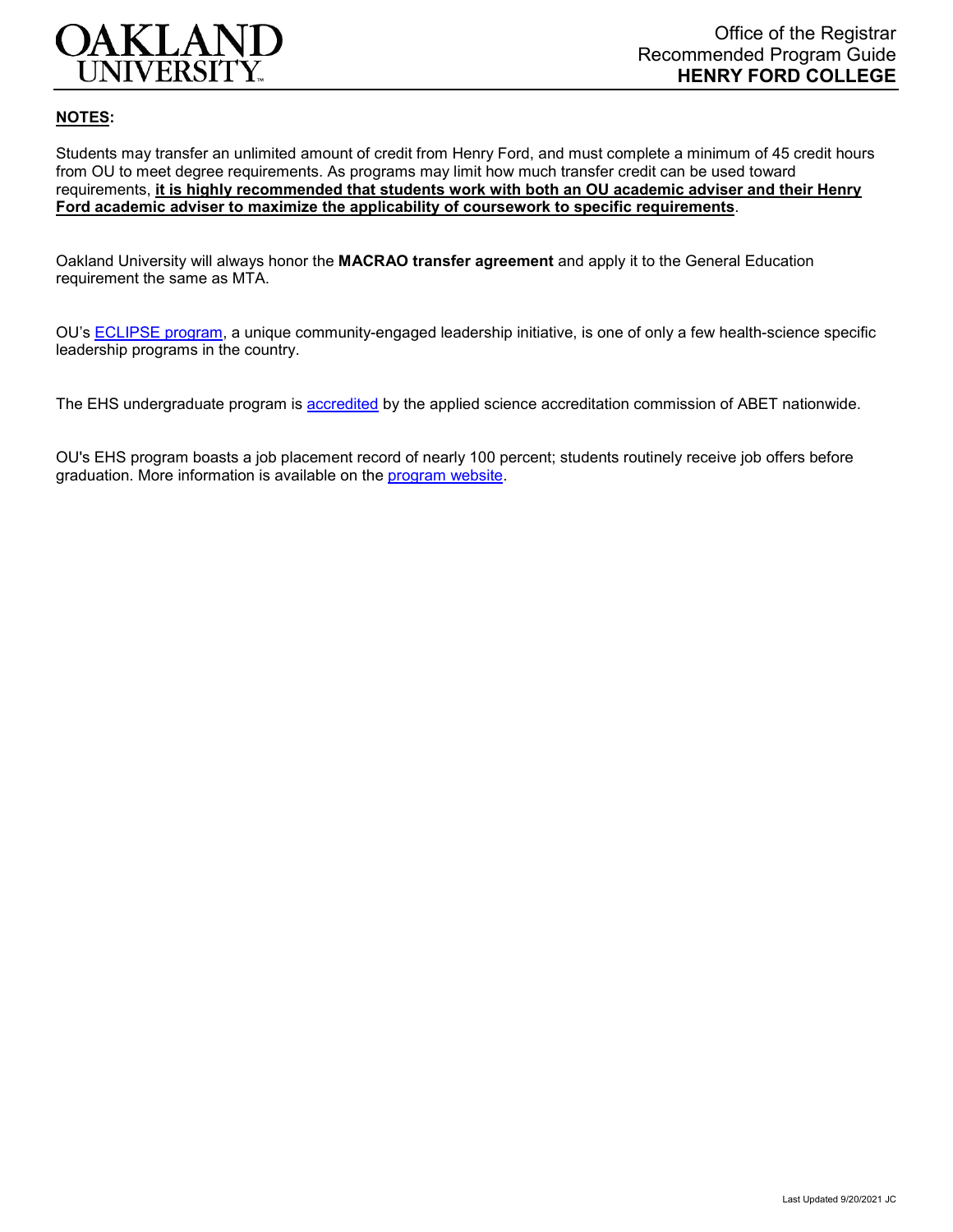**NOTES:**

Students may transfer an unlimited amount of credit from Henry Ford, and must complete a minimum of 45 credit hours from OU to meet degree requirements. As programs may limit how much transfer credit can be used toward requirements, **it is highly recommended that students work with both an OU academic adviser and their Henry Ford academic adviser to maximize the applicability of coursework to specific requirements**.

Oakland University will always honor the **MACRAO transfer agreement** and apply it to the General Education requirement the same as MTA.

OU's ECLIPSE program, a unique community-engaged leadership initiative, is one of only a few health-science specific leadership programs in the country.

The EHS undergraduate program is accredited by the applied science accreditation commission of ABET nationwide.

OU's EHS program boasts a job placement record of nearly 100 percent; students routinely receive job offers before graduation. More information is available on the program website.

Last Updated 9/20/2021 JC